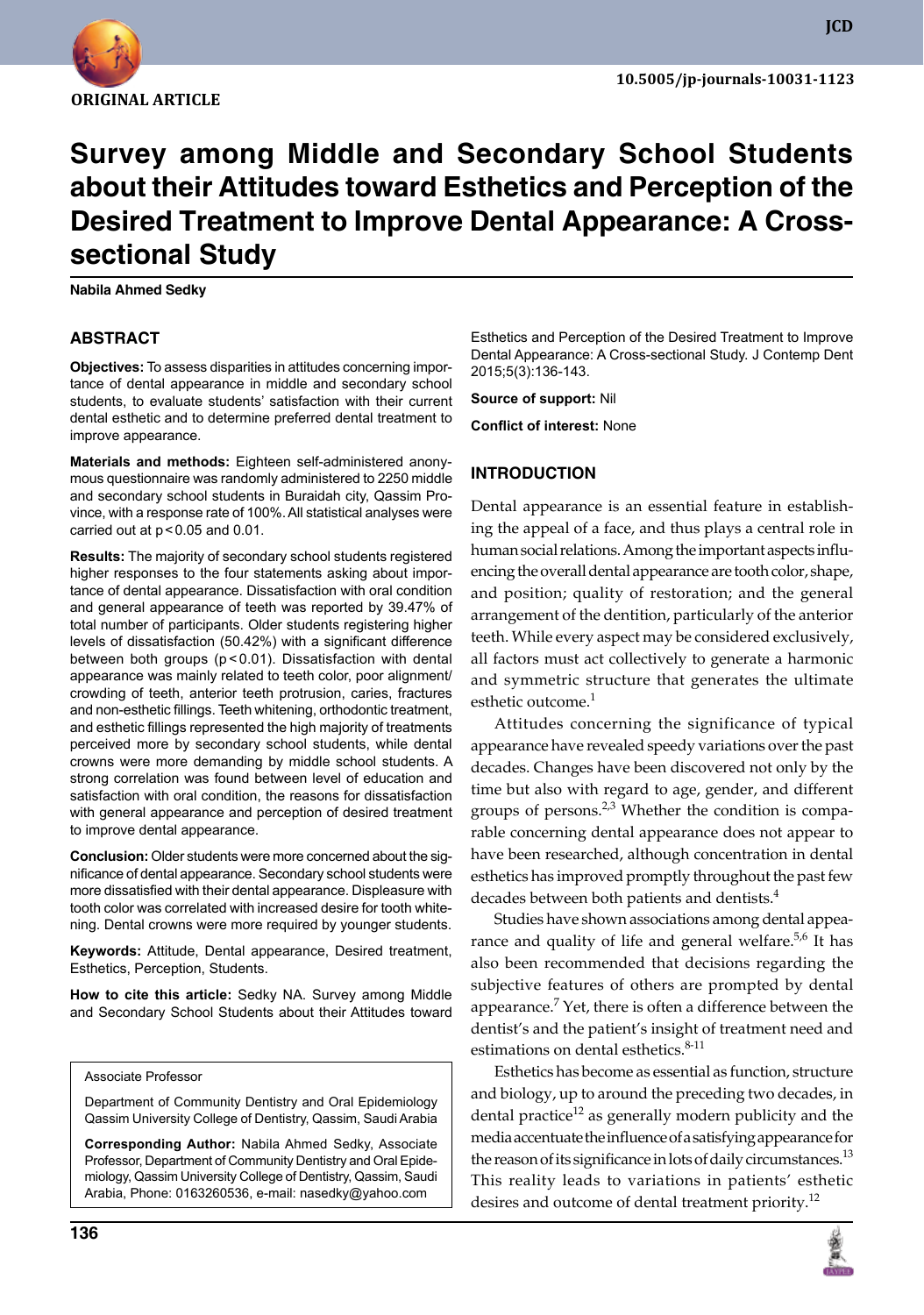ORIGINAL ARTICLE

10.5005/jp-journals-10031-1123

# Survey among Middle and Secondary School Students about their Attitudes toward Esthetics and Perception of the Desired Treatment to Improve Dental Appearance: A Cross-sectional Study

**Nabila Ahmed Sedky**

## ABSTRACT

**Objectives:** To assess disparities in attitudes concerning importance of dental appearance in middle and secondary school students, to evaluate students' satisfaction with their current dental esthetic and to determine preferred dental treatment to improve appearance.

**Materials and methods:** Eighteen self-administered anonymous questionnaire was randomly administered to 2250 middle and secondary school students in Buraidah city, Qassim Province, with a response rate of 100%. All statistical analyses were carried out at $p < 0.05$ and 0.01.

**Results:** The majority of secondary school students registered higher responses to the four statements asking about importance of dental appearance. Dissatisfaction with oral condition and general appearance of teeth was reported by 39.47% of total number of participants. Older students registering higher levels of dissatisfaction (50.42%) with a significant difference between both groups ($p < 0.01$). Dissatisfaction with dental appearance was mainly related to teeth color, poor alignment/crowding of teeth, anterior teeth protrusion, caries, fractures and non-esthetic fillings. Teeth whitening, orthodontic treatment, and esthetic fillings represented the high majority of treatments perceived more by secondary school students, while dental crowns were more demanding by middle school students. A strong correlation was found between level of education and satisfaction with oral condition, the reasons for dissatisfaction with general appearance and perception of desired treatment to improve dental appearance.

**Conclusion:** Older students were more concerned about the significance of dental appearance. Secondary school students were more dissatisfied with their dental appearance. Displeasure with tooth color was correlated with increased desire for tooth whitening. Dental crowns were more required by younger students.

**Keywords:** Attitude, Dental appearance, Desired treatment, Esthetics, Perception, Students.

**How to cite this article:** Sedky NA. Survey among Middle and Secondary School Students about their Attitudes toward Esthetics and Perception of the Desired Treatment to Improve Dental Appearance: A Cross-sectional Study. J Contemp Dent 2015;5(3):136-143.

**Source of support:** Nil

**Conflict of interest:** None

Associate Professor

Department of Community Dentistry and Oral Epidemiology Qassim University College of Dentistry, Qassim, Saudi Arabia

**Corresponding Author:** Nabila Ahmed Sedky, Associate Professor, Department of Community Dentistry and Oral Epidemiology, Qassim University College of Dentistry, Qassim, Saudi Arabia, Phone: 0163260536, e-mail: nasedky@yahoo.com

## INTRODUCTION

Dental appearance is an essential feature in establishing the appeal of a face, and thus plays a central role in human social relations. Among the important aspects influencing the overall dental appearance are tooth color, shape, and position; quality of restoration; and the general arrangement of the dentition, particularly of the anterior teeth. While every aspect may be considered exclusively, all factors must act collectively to generate a harmonic and symmetric structure that generates the ultimate esthetic outcome.[1]

Attitudes concerning the significance of typical appearance have revealed speedy variations over the past decades. Changes have been discovered not only by the time but also with regard to age, gender, and different groups of persons.[2,3] Whether the condition is comparable concerning dental appearance does not appear to have been researched, although concentration in dental esthetics has improved promptly throughout the past few decades between both patients and dentists.[4]

Studies have shown associations among dental appearance and quality of life and general welfare.[5,6] It has also been recommended that decisions regarding the subjective features of others are prompted by dental appearance.[7] Yet, there is often a difference between the dentist's and the patient's insight of treatment need and estimations on dental esthetics.[8-11]

Esthetics has become as essential as function, structure and biology, up to around the preceding two decades, in dental practice[12] as generally modern publicity and the media accentuate the influence of a satisfying appearance for the reason of its significance in lots of daily circumstances.[13] This reality leads to variations in patients' esthetic desires and outcome of dental treatment priority.[12]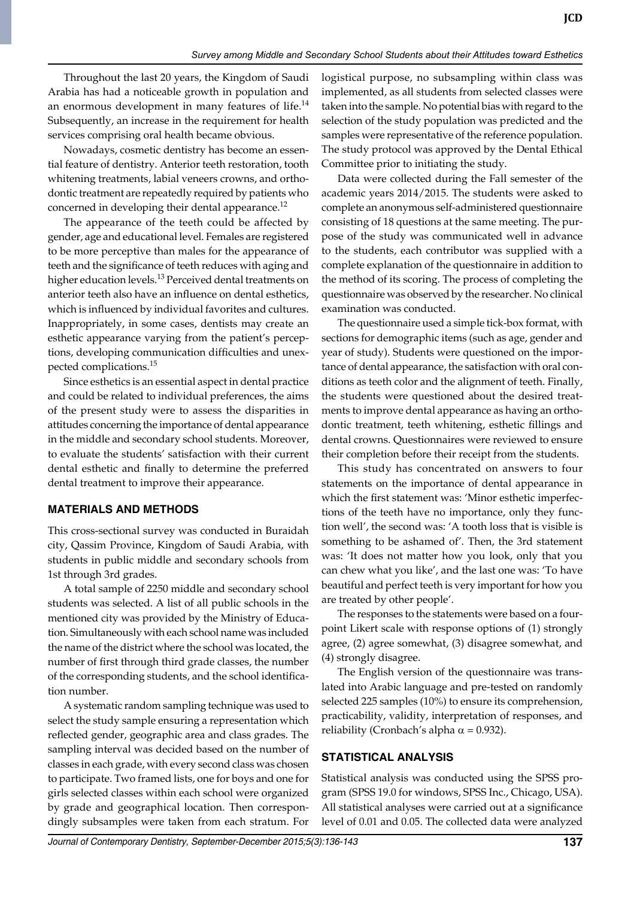Throughout the last 20 years, the Kingdom of Saudi Arabia has had a noticeable growth in population and an enormous development in many features of life.[14] Subsequently, an increase in the requirement for health services comprising oral health became obvious.

Nowadays, cosmetic dentistry has become an essential feature of dentistry. Anterior teeth restoration, tooth whitening treatments, labial veneers crowns, and orthodontic treatment are repeatedly required by patients who concerned in developing their dental appearance.[12]

The appearance of the teeth could be affected by gender, age and educational level. Females are registered to be more perceptive than males for the appearance of teeth and the significance of teeth reduces with aging and higher education levels.[13] Perceived dental treatments on anterior teeth also have an influence on dental esthetics, which is influenced by individual favorites and cultures. Inappropriately, in some cases, dentists may create an esthetic appearance varying from the patient's perceptions, developing communication difficulties and unexpected complications.[15]

Since esthetics is an essential aspect in dental practice and could be related to individual preferences, the aims of the present study were to assess the disparities in attitudes concerning the importance of dental appearance in the middle and secondary school students. Moreover, to evaluate the students' satisfaction with their current dental esthetic and finally to determine the preferred dental treatment to improve their appearance.

## MATERIALS AND METHODS

This cross-sectional survey was conducted in Buraidah city, Qassim Province, Kingdom of Saudi Arabia, with students in public middle and secondary schools from 1st through 3rd grades.

A total sample of 2250 middle and secondary school students was selected. A list of all public schools in the mentioned city was provided by the Ministry of Education. Simultaneously with each school name was included the name of the district where the school was located, the number of first through third grade classes, the number of the corresponding students, and the school identification number.

A systematic random sampling technique was used to select the study sample ensuring a representation which reflected gender, geographic area and class grades. The sampling interval was decided based on the number of classes in each grade, with every second class was chosen to participate. Two framed lists, one for boys and one for girls selected classes within each school were organized by grade and geographical location. Then correspondingly subsamples were taken from each stratum. For logistical purpose, no subsampling within class was implemented, as all students from selected classes were taken into the sample. No potential bias with regard to the selection of the study population was predicted and the samples were representative of the reference population. The study protocol was approved by the Dental Ethical Committee prior to initiating the study.

Data were collected during the Fall semester of the academic years 2014/2015. The students were asked to complete an anonymous self-administered questionnaire consisting of 18 questions at the same meeting. The purpose of the study was communicated well in advance to the students, each contributor was supplied with a complete explanation of the questionnaire in addition to the method of its scoring. The process of completing the questionnaire was observed by the researcher. No clinical examination was conducted.

The questionnaire used a simple tick-box format, with sections for demographic items (such as age, gender and year of study). Students were questioned on the importance of dental appearance, the satisfaction with oral conditions as teeth color and the alignment of teeth. Finally, the students were questioned about the desired treatments to improve dental appearance as having an orthodontic treatment, teeth whitening, esthetic fillings and dental crowns. Questionnaires were reviewed to ensure their completion before their receipt from the students.

This study has concentrated on answers to four statements on the importance of dental appearance in which the first statement was: 'Minor esthetic imperfections of the teeth have no importance, only they function well', the second was: 'A tooth loss that is visible is something to be ashamed of'. Then, the 3rd statement was: 'It does not matter how you look, only that you can chew what you like', and the last one was: 'To have beautiful and perfect teeth is very important for how you are treated by other people'.

The responses to the statements were based on a four-point Likert scale with response options of (1) strongly agree, (2) agree somewhat, (3) disagree somewhat, and (4) strongly disagree.

The English version of the questionnaire was translated into Arabic language and pre-tested on randomly selected 225 samples (10%) to ensure its comprehension, practicability, validity, interpretation of responses, and reliability (Cronbach's alpha $\alpha = 0.932$).

## STATISTICAL ANALYSIS

Statistical analysis was conducted using the SPSS program (SPSS 19.0 for windows, SPSS Inc., Chicago, USA). All statistical analyses were carried out at a significance level of 0.01 and 0.05. The collected data were analyzed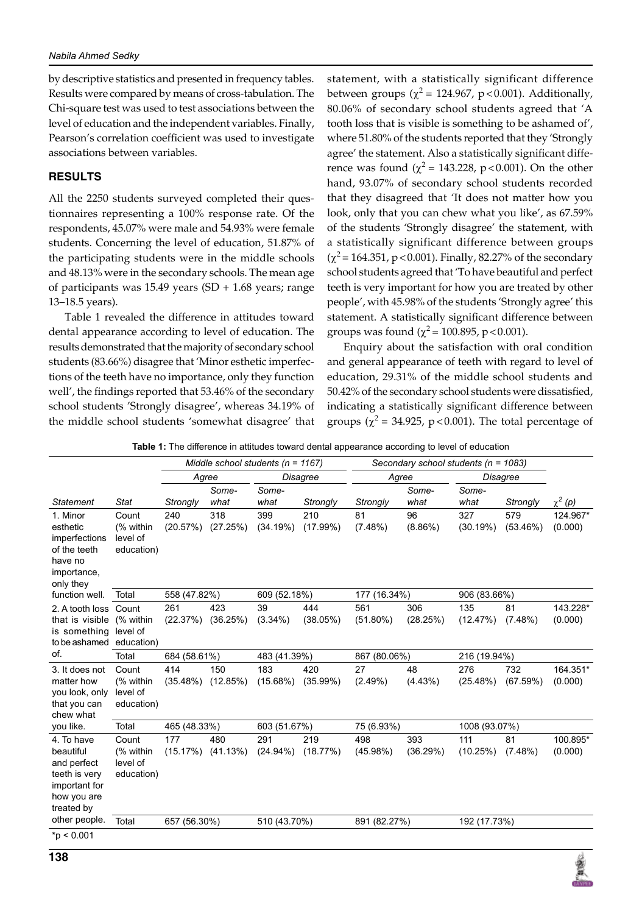by descriptive statistics and presented in frequency tables. Results were compared by means of cross-tabulation. The Chi-square test was used to test associations between the level of education and the independent variables. Finally, Pearson's correlation coefficient was used to investigate associations between variables.

## RESULTS

All the 2250 students surveyed completed their questionnaires representing a 100% response rate. Of the respondents, 45.07% were male and 54.93% were female students. Concerning the level of education, 51.87% of the participating students were in the middle schools and 48.13% were in the secondary schools. The mean age of participants was 15.49 years (SD + 1.68 years; range 13–18.5 years).

Table 1 revealed the difference in attitudes toward dental appearance according to level of education. The results demonstrated that the majority of secondary school students (83.66%) disagree that 'Minor esthetic imperfections of the teeth have no importance, only they function well', the findings reported that 53.46% of the secondary school students 'Strongly disagree', whereas 34.19% of the middle school students 'somewhat disagree' that statement, with a statistically significant difference between groups ($\chi^2 = 124.967$, $p < 0.001$). Additionally, 80.06% of secondary school students agreed that 'A tooth loss that is visible is something to be ashamed of', where 51.80% of the students reported that they 'Strongly agree' the statement. Also a statistically significant difference was found ($\chi^2 = 143.228$, $p < 0.001$). On the other hand, 93.07% of secondary school students recorded that they disagreed that 'It does not matter how you look, only that you can chew what you like', as 67.59% of the students 'Strongly disagree' the statement, with a statistically significant difference between groups ($\chi^2 = 164.351$, $p < 0.001$). Finally, 82.27% of the secondary school students agreed that 'To have beautiful and perfect teeth is very important for how you are treated by other people', with 45.98% of the students 'Strongly agree' this statement. A statistically significant difference between groups was found ($\chi^2 = 100.895$, $p < 0.001$).

Enquiry about the satisfaction with oral condition and general appearance of teeth with regard to level of education, 29.31% of the middle school students and 50.42% of the secondary school students were dissatisfied, indicating a statistically significant difference between groups ($\chi^2 = 34.925$, $p < 0.001$). The total percentage of

**Table 1:** The difference in attitudes toward dental appearance according to level of education

| | | *Middle school students (n = 1167)* | | | | *Secondary school students (n = 1083)* | | | | |
|---|---|---|---|---|---|---|---|---|---|---|
| | | *Agree* | | *Disagree* | | *Agree* | | *Disagree* | | |
| *Statement* | *Stat* | *Strongly* | *Somewhat* | *Somewhat* | *Strongly* | *Strongly* | *Somewhat* | *Somewhat* | *Strongly* | $\chi^2$ *(p)* |
| 1. Minor esthetic imperfections of the teeth have no importance, only they function well. | Count (% within level of education) | 240 (20.57%) | 318 (27.25%) | 399 (34.19%) | 210 (17.99%) | 81 (7.48%) | 96 (8.86%) | 327 (30.19%) | 579 (53.46%) | 124.967* (0.000) |
| | Total | 558 (47.82%) | | 609 (52.18%) | | 177 (16.34%) | | 906 (83.66%) | | |
| 2. A tooth loss that is visible is something to be ashamed of. | Count (% within level of education) | 261 (22.37%) | 423 (36.25%) | 39 (3.34%) | 444 (38.05%) | 561 (51.80%) | 306 (28.25%) | 135 (12.47%) | 81 (7.48%) | 143.228* (0.000) |
| | Total | 684 (58.61%) | | 483 (41.39%) | | 867 (80.06%) | | 216 (19.94%) | | |
| 3. It does not matter how you look, only that you can chew what you like. | Count (% within level of education) | 414 (35.48%) | 150 (12.85%) | 183 (15.68%) | 420 (35.99%) | 27 (2.49%) | 48 (4.43%) | 276 (25.48%) | 732 (67.59%) | 164.351* (0.000) |
| | Total | 465 (48.33%) | | 603 (51.67%) | | 75 (6.93%) | | 1008 (93.07%) | | |
| 4. To have beautiful and perfect teeth is very important for how you are treated by other people. | Count (% within level of education) | 177 (15.17%) | 480 (41.13%) | 291 (24.94%) | 219 (18.77%) | 498 (45.98%) | 393 (36.29%) | 111 (10.25%) | 81 (7.48%) | 100.895* (0.000) |
| | Total | 657 (56.30%) | | 510 (43.70%) | | 891 (82.27%) | | 192 (17.73%) | | |

*p < 0.001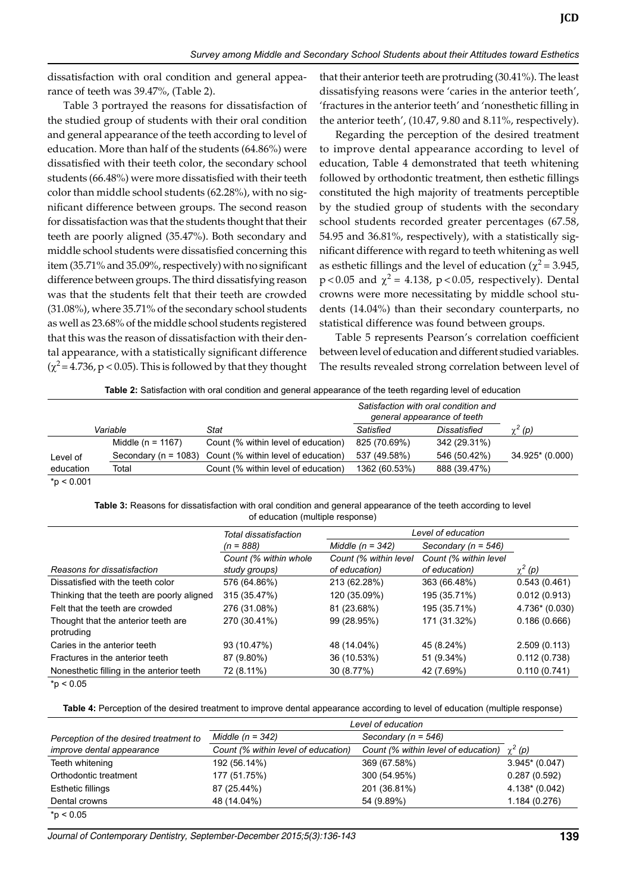dissatisfaction with oral condition and general appearance of teeth was 39.47%, (Table 2).

Table 3 portrayed the reasons for dissatisfaction of the studied group of students with their oral condition and general appearance of the teeth according to level of education. More than half of the students (64.86%) were dissatisfied with their teeth color, the secondary school students (66.48%) were more dissatisfied with their teeth color than middle school students (62.28%), with no significant difference between groups. The second reason for dissatisfaction was that the students thought that their teeth are poorly aligned (35.47%). Both secondary and middle school students were dissatisfied concerning this item (35.71% and 35.09%, respectively) with no significant difference between groups. The third dissatisfying reason was that the students felt that their teeth are crowded (31.08%), where 35.71% of the secondary school students as well as 23.68% of the middle school students registered that this was the reason of dissatisfaction with their dental appearance, with a statistically significant difference ($\chi^2 = 4.736$, $p < 0.05$). This is followed by that they thought that their anterior teeth are protruding (30.41%). The least dissatisfying reasons were 'caries in the anterior teeth', 'fractures in the anterior teeth' and 'nonesthetic filling in the anterior teeth', (10.47, 9.80 and 8.11%, respectively).

Regarding the perception of the desired treatment to improve dental appearance according to level of education, Table 4 demonstrated that teeth whitening followed by orthodontic treatment, then esthetic fillings constituted the high majority of treatments perceptible by the studied group of students with the secondary school students recorded greater percentages (67.58, 54.95 and 36.81%, respectively), with a statistically significant difference with regard to teeth whitening as well as esthetic fillings and the level of education ($\chi^2 = 3.945$, $p < 0.05$ and $\chi^2 = 4.138$, $p < 0.05$, respectively). Dental crowns were more necessitating by middle school students (14.04%) than their secondary counterparts, no statistical difference was found between groups.

Table 5 represents Pearson's correlation coefficient between level of education and different studied variables. The results revealed strong correlation between level of

**Table 2:** Satisfaction with oral condition and general appearance of the teeth regarding level of education

| Variable | | Stat | *Satisfaction with oral condition and general appearance of teeth* | | $\chi^2$ (p) |
|---|---|---|---|---|---|
| | | | *Satisfied* | *Dissatisfied* | |
| Level of education | Middle (n = 1167) | Count (% within level of education) | 825 (70.69%) | 342 (29.31%) | 34.925* (0.000) |
| | Secondary (n = 1083) | Count (% within level of education) | 537 (49.58%) | 546 (50.42%) | |
| | Total | Count (% within level of education) | 1362 (60.53%) | 888 (39.47%) | |

*p < 0.001

**Table 3:** Reasons for dissatisfaction with oral condition and general appearance of the teeth according to level of education (multiple response)

| Reasons for dissatisfaction | *Total dissatisfaction (n = 888)* | *Level of education* | | |
|---|---|---|---|---|
| | | *Middle (n = 342)* | *Secondary (n = 546)* | |
| | *Count (% within whole study groups)* | *Count (% within level of education)* | *Count (% within level of education)* | $\chi^2$ (p) |
| Dissatisfied with the teeth color | 576 (64.86%) | 213 (62.28%) | 363 (66.48%) | 0.543 (0.461) |
| Thinking that the teeth are poorly aligned | 315 (35.47%) | 120 (35.09%) | 195 (35.71%) | 0.012 (0.913) |
| Felt that the teeth are crowded | 276 (31.08%) | 81 (23.68%) | 195 (35.71%) | 4.736* (0.030) |
| Thought that the anterior teeth are protruding | 270 (30.41%) | 99 (28.95%) | 171 (31.32%) | 0.186 (0.666) |
| Caries in the anterior teeth | 93 (10.47%) | 48 (14.04%) | 45 (8.24%) | 2.509 (0.113) |
| Fractures in the anterior teeth | 87 (9.80%) | 36 (10.53%) | 51 (9.34%) | 0.112 (0.738) |
| Nonesthetic filling in the anterior teeth | 72 (8.11%) | 30 (8.77%) | 42 (7.69%) | 0.110 (0.741) |

*p < 0.05

**Table 4:** Perception of the desired treatment to improve dental appearance according to level of education (multiple response)

| *Perception of the desired treatment to improve dental appearance* | *Level of education* | | |
|---|---|---|---|
| | *Middle (n = 342)* | *Secondary (n = 546)* | |
| | *Count (% within level of education)* | *Count (% within level of education)* | $\chi^2$ (p) |
| Teeth whitening | 192 (56.14%) | 369 (67.58%) | 3.945* (0.047) |
| Orthodontic treatment | 177 (51.75%) | 300 (54.95%) | 0.287 (0.592) |
| Esthetic fillings | 87 (25.44%) | 201 (36.81%) | 4.138* (0.042) |
| Dental crowns | 48 (14.04%) | 54 (9.89%) | 1.184 (0.276) |

*p < 0.05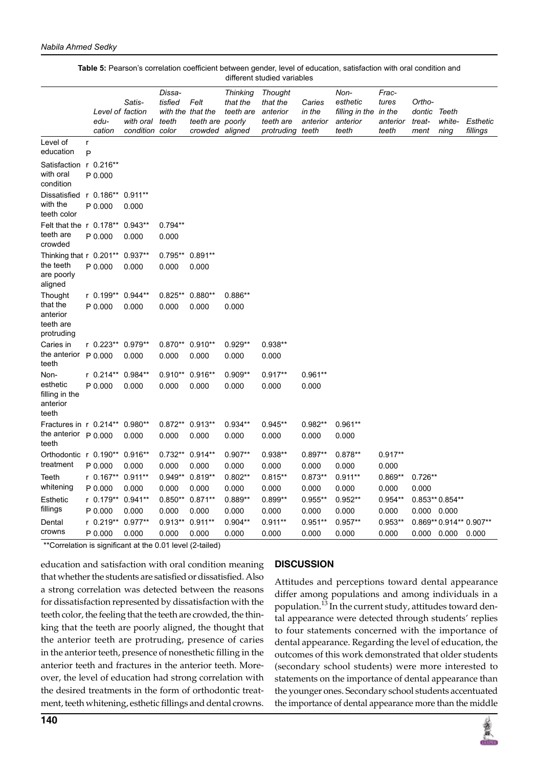**Table 5:** Pearson's correlation coefficient between gender, level of education, satisfaction with oral condition and different studied variables

| | | Level of education | Satisfaction with oral condition | Dissatisfied with the teeth color | Felt that the teeth are crowded | Thinking that the teeth are poorly aligned | Thought that the anterior teeth are protruding | Caries in the anterior teeth | Non-esthetic filling in the anterior teeth | Fractures in the anterior teeth | Orthodontic treatment | Teeth whitening | Esthetic fillings |
|---|---|---|---|---|---|---|---|---|---|---|---|---|---|
| Level of education | r | | | | | | | | | | | | |
| | P | | | | | | | | | | | | |
| Satisfaction with oral condition | r | 0.216** | | | | | | | | | | | |
| | P | 0.000 | | | | | | | | | | | |
| Dissatisfied with the teeth color | r | 0.186** | 0.911** | | | | | | | | | | |
| | P | 0.000 | 0.000 | | | | | | | | | | |
| Felt that the teeth are crowded | r | 0.178** | 0.943** | 0.794** | | | | | | | | | |
| | P | 0.000 | 0.000 | 0.000 | | | | | | | | | |
| Thinking that the teeth are poorly aligned | r | 0.201** | 0.937** | 0.795** | 0.891** | | | | | | | | |
| | P | 0.000 | 0.000 | 0.000 | 0.000 | | | | | | | | |
| Thought that the anterior teeth are protruding | r | 0.199** | 0.944** | 0.825** | 0.880** | 0.886** | | | | | | | |
| | P | 0.000 | 0.000 | 0.000 | 0.000 | 0.000 | | | | | | | |
| Caries in the anterior teeth | r | 0.223** | 0.979** | 0.870** | 0.910** | 0.929** | 0.938** | | | | | | |
| | P | 0.000 | 0.000 | 0.000 | 0.000 | 0.000 | 0.000 | | | | | | |
| Non-esthetic filling in the anterior teeth | r | 0.214** | 0.984** | 0.910** | 0.916** | 0.909** | 0.917** | 0.961** | | | | | |
| | P | 0.000 | 0.000 | 0.000 | 0.000 | 0.000 | 0.000 | 0.000 | | | | | |
| Fractures in the anterior teeth | r | 0.214** | 0.980** | 0.872** | 0.913** | 0.934** | 0.945** | 0.982** | 0.961** | | | | |
| | P | 0.000 | 0.000 | 0.000 | 0.000 | 0.000 | 0.000 | 0.000 | 0.000 | | | | |
| Orthodontic treatment | r | 0.190** | 0.916** | 0.732** | 0.914** | 0.907** | 0.938** | 0.897** | 0.878** | 0.917** | | | |
| | P | 0.000 | 0.000 | 0.000 | 0.000 | 0.000 | 0.000 | 0.000 | 0.000 | 0.000 | | | |
| Teeth whitening | r | 0.167** | 0.911** | 0.949** | 0.819** | 0.802** | 0.815** | 0.873** | 0.911** | 0.869** | 0.726** | | |
| | P | 0.000 | 0.000 | 0.000 | 0.000 | 0.000 | 0.000 | 0.000 | 0.000 | 0.000 | 0.000 | | |
| Esthetic fillings | r | 0.179** | 0.941** | 0.850** | 0.871** | 0.889** | 0.899** | 0.955** | 0.952** | 0.954** | 0.853** | 0.854** | |
| | P | 0.000 | 0.000 | 0.000 | 0.000 | 0.000 | 0.000 | 0.000 | 0.000 | 0.000 | 0.000 | 0.000 | |
| Dental crowns | r | 0.219** | 0.977** | 0.913** | 0.911** | 0.904** | 0.911** | 0.951** | 0.957** | 0.953** | 0.869** | 0.914** | 0.907** |
| | P | 0.000 | 0.000 | 0.000 | 0.000 | 0.000 | 0.000 | 0.000 | 0.000 | 0.000 | 0.000 | 0.000 | 0.000 |

**Correlation is significant at the 0.01 level (2-tailed)

education and satisfaction with oral condition meaning that whether the students are satisfied or dissatisfied. Also a strong correlation was detected between the reasons for dissatisfaction represented by dissatisfaction with the teeth color, the feeling that the teeth are crowded, the thinking that the teeth are poorly aligned, the thought that the anterior teeth are protruding, presence of caries in the anterior teeth, presence of nonesthetic filling in the anterior teeth and fractures in the anterior teeth. Moreover, the level of education had strong correlation with the desired treatments in the form of orthodontic treatment, teeth whitening, esthetic fillings and dental crowns.

## DISCUSSION

Attitudes and perceptions toward dental appearance differ among populations and among individuals in a population.[13] In the current study, attitudes toward dental appearance were detected through students' replies to four statements concerned with the importance of dental appearance. Regarding the level of education, the outcomes of this work demonstrated that older students (secondary school students) were more interested to statements on the importance of dental appearance than the younger ones. Secondary school students accentuated the importance of dental appearance more than the middle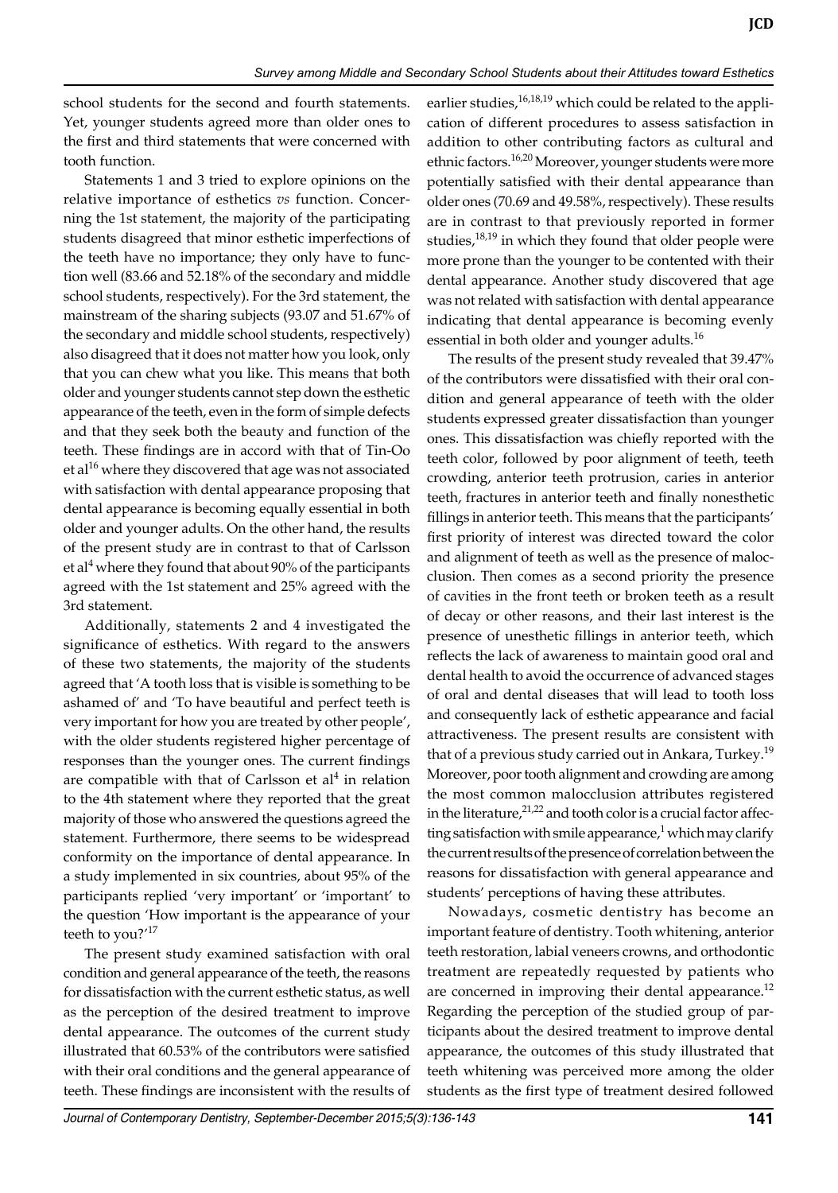school students for the second and fourth statements. Yet, younger students agreed more than older ones to the first and third statements that were concerned with tooth function.

Statements 1 and 3 tried to explore opinions on the relative importance of esthetics *vs* function. Concerning the 1st statement, the majority of the participating students disagreed that minor esthetic imperfections of the teeth have no importance; they only have to function well (83.66 and 52.18% of the secondary and middle school students, respectively). For the 3rd statement, the mainstream of the sharing subjects (93.07 and 51.67% of the secondary and middle school students, respectively) also disagreed that it does not matter how you look, only that you can chew what you like. This means that both older and younger students cannot step down the esthetic appearance of the teeth, even in the form of simple defects and that they seek both the beauty and function of the teeth. These findings are in accord with that of Tin-Oo et al[16] where they discovered that age was not associated with satisfaction with dental appearance proposing that dental appearance is becoming equally essential in both older and younger adults. On the other hand, the results of the present study are in contrast to that of Carlsson et al[4] where they found that about 90% of the participants agreed with the 1st statement and 25% agreed with the 3rd statement.

Additionally, statements 2 and 4 investigated the significance of esthetics. With regard to the answers of these two statements, the majority of the students agreed that 'A tooth loss that is visible is something to be ashamed of' and 'To have beautiful and perfect teeth is very important for how you are treated by other people', with the older students registered higher percentage of responses than the younger ones. The current findings are compatible with that of Carlsson et al[4] in relation to the 4th statement where they reported that the great majority of those who answered the questions agreed the statement. Furthermore, there seems to be widespread conformity on the importance of dental appearance. In a study implemented in six countries, about 95% of the participants replied 'very important' or 'important' to the question 'How important is the appearance of your teeth to you?'[17]

The present study examined satisfaction with oral condition and general appearance of the teeth, the reasons for dissatisfaction with the current esthetic status, as well as the perception of the desired treatment to improve dental appearance. The outcomes of the current study illustrated that 60.53% of the contributors were satisfied with their oral conditions and the general appearance of teeth. These findings are inconsistent with the results of earlier studies,[16,18,19] which could be related to the application of different procedures to assess satisfaction in addition to other contributing factors as cultural and ethnic factors.[16,20] Moreover, younger students were more potentially satisfied with their dental appearance than older ones (70.69 and 49.58%, respectively). These results are in contrast to that previously reported in former studies,[18,19] in which they found that older people were more prone than the younger to be contented with their dental appearance. Another study discovered that age was not related with satisfaction with dental appearance indicating that dental appearance is becoming evenly essential in both older and younger adults.[16]

The results of the present study revealed that 39.47% of the contributors were dissatisfied with their oral condition and general appearance of teeth with the older students expressed greater dissatisfaction than younger ones. This dissatisfaction was chiefly reported with the teeth color, followed by poor alignment of teeth, teeth crowding, anterior teeth protrusion, caries in anterior teeth, fractures in anterior teeth and finally nonesthetic fillings in anterior teeth. This means that the participants' first priority of interest was directed toward the color and alignment of teeth as well as the presence of malocclusion. Then comes as a second priority the presence of cavities in the front teeth or broken teeth as a result of decay or other reasons, and their last interest is the presence of unesthetic fillings in anterior teeth, which reflects the lack of awareness to maintain good oral and dental health to avoid the occurrence of advanced stages of oral and dental diseases that will lead to tooth loss and consequently lack of esthetic appearance and facial attractiveness. The present results are consistent with that of a previous study carried out in Ankara, Turkey.[19] Moreover, poor tooth alignment and crowding are among the most common malocclusion attributes registered in the literature,[21,22] and tooth color is a crucial factor affecting satisfaction with smile appearance,[1] which may clarify the current results of the presence of correlation between the reasons for dissatisfaction with general appearance and students' perceptions of having these attributes.

Nowadays, cosmetic dentistry has become an important feature of dentistry. Tooth whitening, anterior teeth restoration, labial veneers crowns, and orthodontic treatment are repeatedly requested by patients who are concerned in improving their dental appearance.[12] Regarding the perception of the studied group of participants about the desired treatment to improve dental appearance, the outcomes of this study illustrated that teeth whitening was perceived more among the older students as the first type of treatment desired followed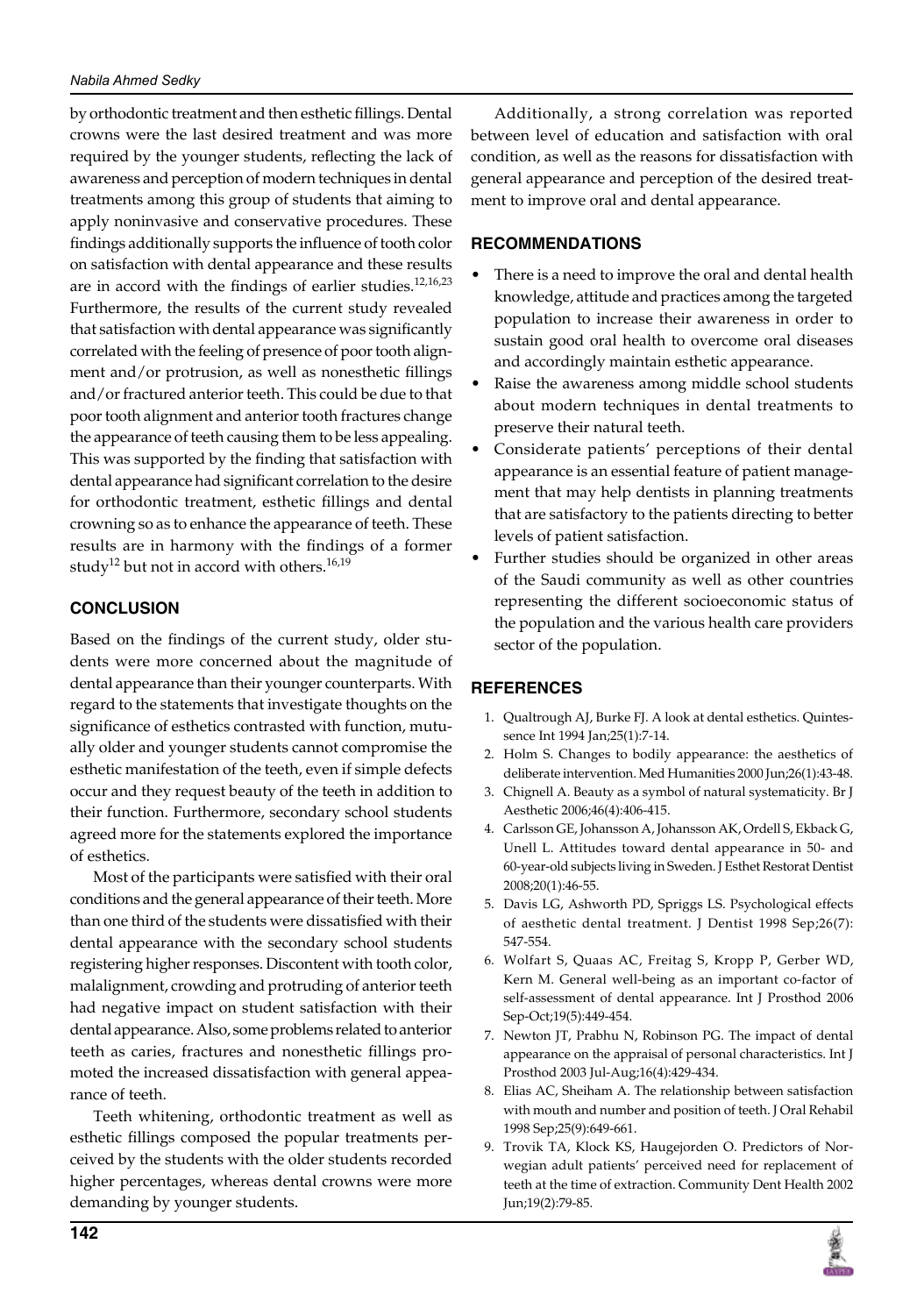by orthodontic treatment and then esthetic fillings. Dental crowns were the last desired treatment and was more required by the younger students, reflecting the lack of awareness and perception of modern techniques in dental treatments among this group of students that aiming to apply noninvasive and conservative procedures. These findings additionally supports the influence of tooth color on satisfaction with dental appearance and these results are in accord with the findings of earlier studies.[12,16,23] Furthermore, the results of the current study revealed that satisfaction with dental appearance was significantly correlated with the feeling of presence of poor tooth alignment and/or protrusion, as well as nonesthetic fillings and/or fractured anterior teeth. This could be due to that poor tooth alignment and anterior tooth fractures change the appearance of teeth causing them to be less appealing. This was supported by the finding that satisfaction with dental appearance had significant correlation to the desire for orthodontic treatment, esthetic fillings and dental crowning so as to enhance the appearance of teeth. These results are in harmony with the findings of a former study[12] but not in accord with others.[16,19]

## CONCLUSION

Based on the findings of the current study, older students were more concerned about the magnitude of dental appearance than their younger counterparts. With regard to the statements that investigate thoughts on the significance of esthetics contrasted with function, mutually older and younger students cannot compromise the esthetic manifestation of the teeth, even if simple defects occur and they request beauty of the teeth in addition to their function. Furthermore, secondary school students agreed more for the statements explored the importance of esthetics.

Most of the participants were satisfied with their oral conditions and the general appearance of their teeth. More than one third of the students were dissatisfied with their dental appearance with the secondary school students registering higher responses. Discontent with tooth color, malalignment, crowding and protruding of anterior teeth had negative impact on student satisfaction with their dental appearance. Also, some problems related to anterior teeth as caries, fractures and nonesthetic fillings promoted the increased dissatisfaction with general appearance of teeth.

Teeth whitening, orthodontic treatment as well as esthetic fillings composed the popular treatments perceived by the students with the older students recorded higher percentages, whereas dental crowns were more demanding by younger students.

Additionally, a strong correlation was reported between level of education and satisfaction with oral condition, as well as the reasons for dissatisfaction with general appearance and perception of the desired treatment to improve oral and dental appearance.

## RECOMMENDATIONS

- There is a need to improve the oral and dental health knowledge, attitude and practices among the targeted population to increase their awareness in order to sustain good oral health to overcome oral diseases and accordingly maintain esthetic appearance.
- Raise the awareness among middle school students about modern techniques in dental treatments to preserve their natural teeth.
- Considerate patients' perceptions of their dental appearance is an essential feature of patient management that may help dentists in planning treatments that are satisfactory to the patients directing to better levels of patient satisfaction.
- Further studies should be organized in other areas of the Saudi community as well as other countries representing the different socioeconomic status of the population and the various health care providers sector of the population.

## REFERENCES

1. Qualtrough AJ, Burke FJ. A look at dental esthetics. Quintessence Int 1994 Jan;25(1):7-14.
2. Holm S. Changes to bodily appearance: the aesthetics of deliberate intervention. Med Humanities 2000 Jun;26(1):43-48.
3. Chignell A. Beauty as a symbol of natural systematicity. Br J Aesthetic 2006;46(4):406-415.
4. Carlsson GE, Johansson A, Johansson AK, Ordell S, Ekback G, Unell L. Attitudes toward dental appearance in 50- and 60-year-old subjects living in Sweden. J Esthet Restorat Dentist 2008;20(1):46-55.
5. Davis LG, Ashworth PD, Spriggs LS. Psychological effects of aesthetic dental treatment. J Dentist 1998 Sep;26(7): 547-554.
6. Wolfart S, Quaas AC, Freitag S, Kropp P, Gerber WD, Kern M. General well-being as an important co-factor of self-assessment of dental appearance. Int J Prosthod 2006 Sep-Oct;19(5):449-454.
7. Newton JT, Prabhu N, Robinson PG. The impact of dental appearance on the appraisal of personal characteristics. Int J Prosthod 2003 Jul-Aug;16(4):429-434.
8. Elias AC, Sheiham A. The relationship between satisfaction with mouth and number and position of teeth. J Oral Rehabil 1998 Sep;25(9):649-661.
9. Trovik TA, Klock KS, Haugejorden O. Predictors of Norwegian adult patients' perceived need for replacement of teeth at the time of extraction. Community Dent Health 2002 Jun;19(2):79-85.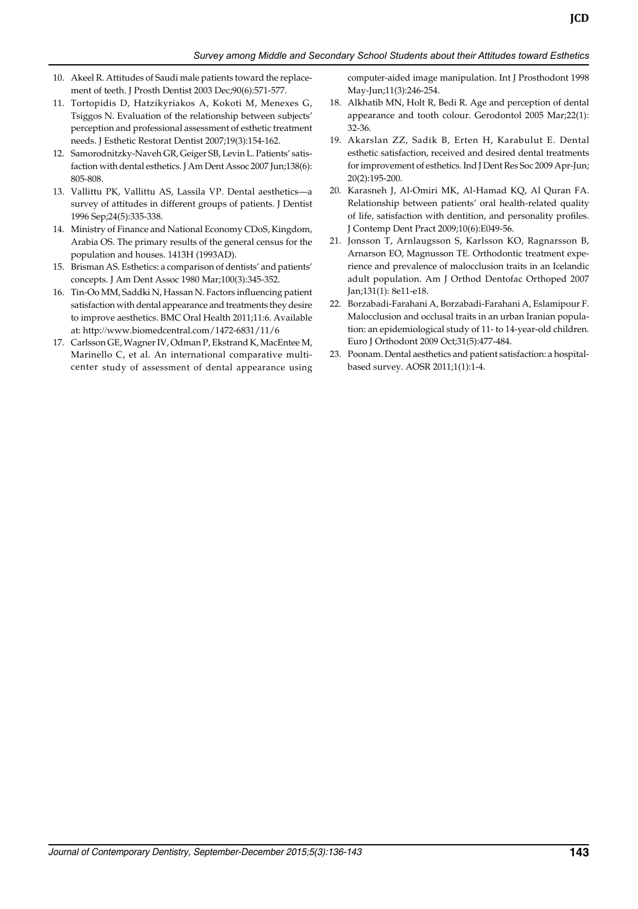10. Akeel R. Attitudes of Saudi male patients toward the replacement of teeth. J Prosth Dentist 2003 Dec;90(6):571-577.
11. Tortopidis D, Hatzikyriakos A, Kokoti M, Menexes G, Tsiggos N. Evaluation of the relationship between subjects' perception and professional assessment of esthetic treatment needs. J Esthetic Restorat Dentist 2007;19(3):154-162.
12. Samorodnitzky-Naveh GR, Geiger SB, Levin L. Patients' satisfaction with dental esthetics. J Am Dent Assoc 2007 Jun;138(6): 805-808.
13. Vallittu PK, Vallittu AS, Lassila VP. Dental aesthetics—a survey of attitudes in different groups of patients. J Dentist 1996 Sep;24(5):335-338.
14. Ministry of Finance and National Economy CDoS, Kingdom, Arabia OS. The primary results of the general census for the population and houses. 1413H (1993AD).
15. Brisman AS. Esthetics: a comparison of dentists' and patients' concepts. J Am Dent Assoc 1980 Mar;100(3):345-352.
16. Tin-Oo MM, Saddki N, Hassan N. Factors influencing patient satisfaction with dental appearance and treatments they desire to improve aesthetics. BMC Oral Health 2011;11:6. Available at: http://www.biomedcentral.com/1472-6831/11/6
17. Carlsson GE, Wagner IV, Odman P, Ekstrand K, MacEntee M, Marinello C, et al. An international comparative multicenter study of assessment of dental appearance using computer-aided image manipulation. Int J Prosthodont 1998 May-Jun;11(3):246-254.
18. Alkhatib MN, Holt R, Bedi R. Age and perception of dental appearance and tooth colour. Gerodontol 2005 Mar;22(1): 32-36.
19. Akarslan ZZ, Sadik B, Erten H, Karabulut E. Dental esthetic satisfaction, received and desired dental treatments for improvement of esthetics. Ind J Dent Res Soc 2009 Apr-Jun; 20(2):195-200.
20. Karasneh J, Al-Omiri MK, Al-Hamad KQ, Al Quran FA. Relationship between patients' oral health-related quality of life, satisfaction with dentition, and personality profiles. J Contemp Dent Pract 2009;10(6):E049-56.
21. Jonsson T, Arnlaugsson S, Karlsson KO, Ragnarsson B, Arnarson EO, Magnusson TE. Orthodontic treatment experience and prevalence of malocclusion traits in an Icelandic adult population. Am J Orthod Dentofac Orthoped 2007 Jan;131(1): 8e11-e18.
22. Borzabadi-Farahani A, Borzabadi-Farahani A, Eslamipour F. Malocclusion and occlusal traits in an urban Iranian population: an epidemiological study of 11- to 14-year-old children. Euro J Orthodont 2009 Oct;31(5):477-484.
23. Poonam. Dental aesthetics and patient satisfaction: a hospital-based survey. AOSR 2011;1(1):1-4.